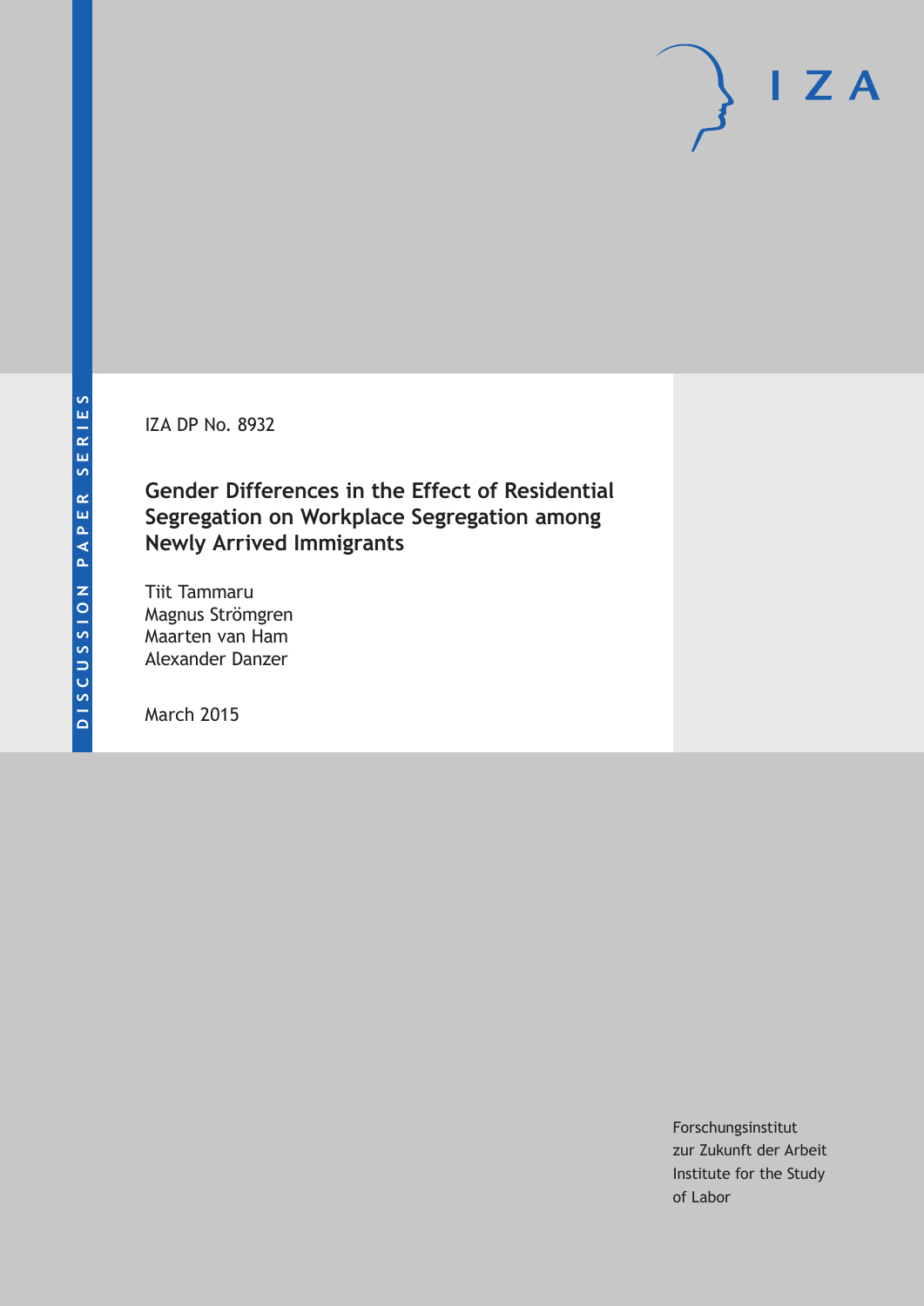DISCUSSION PAPER SERIES

IZA DP No. 8932

# Gender Differences in the Effect of Residential Segregation on Workplace Segregation among Newly Arrived Immigrants

Tiit Tammaru
Magnus Strömgren
Maarten van Ham
Alexander Danzer

March 2015

Forschungsinstitut
zur Zukunft der Arbeit
Institute for the Study
of Labor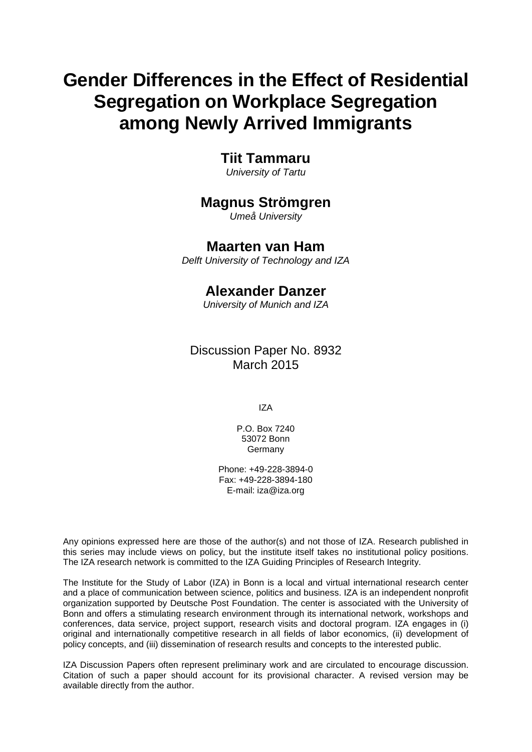# Gender Differences in the Effect of Residential Segregation on Workplace Segregation among Newly Arrived Immigrants

**Tiit Tammaru**
*University of Tartu*

**Magnus Strömgren**
*Umeå University*

**Maarten van Ham**
*Delft University of Technology and IZA*

**Alexander Danzer**
*University of Munich and IZA*

Discussion Paper No. 8932
March 2015

IZA

P.O. Box 7240
53072 Bonn
Germany

Phone: +49-228-3894-0
Fax: +49-228-3894-180
E-mail: iza@iza.org

Any opinions expressed here are those of the author(s) and not those of IZA. Research published in this series may include views on policy, but the institute itself takes no institutional policy positions. The IZA research network is committed to the IZA Guiding Principles of Research Integrity.

The Institute for the Study of Labor (IZA) in Bonn is a local and virtual international research center and a place of communication between science, politics and business. IZA is an independent nonprofit organization supported by Deutsche Post Foundation. The center is associated with the University of Bonn and offers a stimulating research environment through its international network, workshops and conferences, data service, project support, research visits and doctoral program. IZA engages in (i) original and internationally competitive research in all fields of labor economics, (ii) development of policy concepts, and (iii) dissemination of research results and concepts to the interested public.

IZA Discussion Papers often represent preliminary work and are circulated to encourage discussion. Citation of such a paper should account for its provisional character. A revised version may be available directly from the author.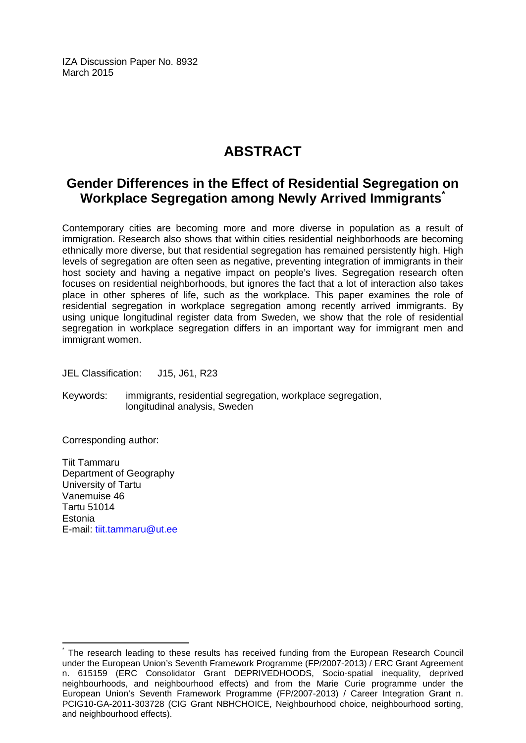IZA Discussion Paper No. 8932
March 2015

# ABSTRACT

## Gender Differences in the Effect of Residential Segregation on Workplace Segregation among Newly Arrived Immigrants[*]

Contemporary cities are becoming more and more diverse in population as a result of immigration. Research also shows that within cities residential neighborhoods are becoming ethnically more diverse, but that residential segregation has remained persistently high. High levels of segregation are often seen as negative, preventing integration of immigrants in their host society and having a negative impact on people's lives. Segregation research often focuses on residential neighborhoods, but ignores the fact that a lot of interaction also takes place in other spheres of life, such as the workplace. This paper examines the role of residential segregation in workplace segregation among recently arrived immigrants. By using unique longitudinal register data from Sweden, we show that the role of residential segregation in workplace segregation differs in an important way for immigrant men and immigrant women.

JEL Classification: J15, J61, R23

Keywords: immigrants, residential segregation, workplace segregation, longitudinal analysis, Sweden

Corresponding author:

Tiit Tammaru
Department of Geography
University of Tartu
Vanemuise 46
Tartu 51014
Estonia
E-mail: tiit.tammaru@ut.ee

[*] The research leading to these results has received funding from the European Research Council under the European Union's Seventh Framework Programme (FP/2007-2013) / ERC Grant Agreement n. 615159 (ERC Consolidator Grant DEPRIVEDHOODS, Socio-spatial inequality, deprived neighbourhoods, and neighbourhood effects) and from the Marie Curie programme under the European Union's Seventh Framework Programme (FP/2007-2013) / Career Integration Grant n. PCIG10-GA-2011-303728 (CIG Grant NBHCHOICE, Neighbourhood choice, neighbourhood sorting, and neighbourhood effects).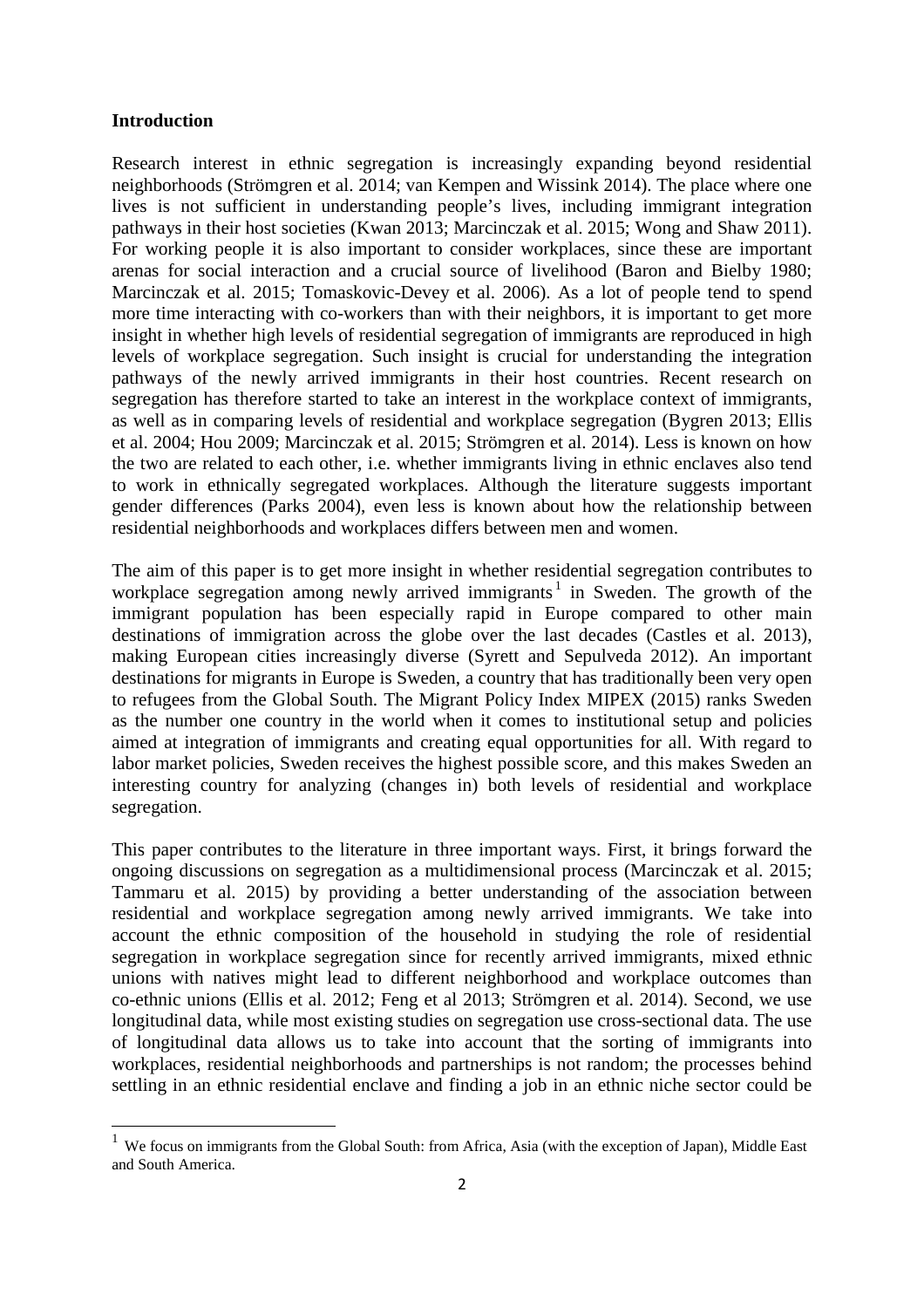## Introduction

Research interest in ethnic segregation is increasingly expanding beyond residential neighborhoods (Strömgren et al. 2014; van Kempen and Wissink 2014). The place where one lives is not sufficient in understanding people's lives, including immigrant integration pathways in their host societies (Kwan 2013; Marcinczak et al. 2015; Wong and Shaw 2011). For working people it is also important to consider workplaces, since these are important arenas for social interaction and a crucial source of livelihood (Baron and Bielby 1980; Marcinczak et al. 2015; Tomaskovic-Devey et al. 2006). As a lot of people tend to spend more time interacting with co-workers than with their neighbors, it is important to get more insight in whether high levels of residential segregation of immigrants are reproduced in high levels of workplace segregation. Such insight is crucial for understanding the integration pathways of the newly arrived immigrants in their host countries. Recent research on segregation has therefore started to take an interest in the workplace context of immigrants, as well as in comparing levels of residential and workplace segregation (Bygren 2013; Ellis et al. 2004; Hou 2009; Marcinczak et al. 2015; Strömgren et al. 2014). Less is known on how the two are related to each other, i.e. whether immigrants living in ethnic enclaves also tend to work in ethnically segregated workplaces. Although the literature suggests important gender differences (Parks 2004), even less is known about how the relationship between residential neighborhoods and workplaces differs between men and women.

The aim of this paper is to get more insight in whether residential segregation contributes to workplace segregation among newly arrived immigrants[1] in Sweden. The growth of the immigrant population has been especially rapid in Europe compared to other main destinations of immigration across the globe over the last decades (Castles et al. 2013), making European cities increasingly diverse (Syrett and Sepulveda 2012). An important destinations for migrants in Europe is Sweden, a country that has traditionally been very open to refugees from the Global South. The Migrant Policy Index MIPEX (2015) ranks Sweden as the number one country in the world when it comes to institutional setup and policies aimed at integration of immigrants and creating equal opportunities for all. With regard to labor market policies, Sweden receives the highest possible score, and this makes Sweden an interesting country for analyzing (changes in) both levels of residential and workplace segregation.

This paper contributes to the literature in three important ways. First, it brings forward the ongoing discussions on segregation as a multidimensional process (Marcinczak et al. 2015; Tammaru et al. 2015) by providing a better understanding of the association between residential and workplace segregation among newly arrived immigrants. We take into account the ethnic composition of the household in studying the role of residential segregation in workplace segregation since for recently arrived immigrants, mixed ethnic unions with natives might lead to different neighborhood and workplace outcomes than co-ethnic unions (Ellis et al. 2012; Feng et al 2013; Strömgren et al. 2014). Second, we use longitudinal data, while most existing studies on segregation use cross-sectional data. The use of longitudinal data allows us to take into account that the sorting of immigrants into workplaces, residential neighborhoods and partnerships is not random; the processes behind settling in an ethnic residential enclave and finding a job in an ethnic niche sector could be

[1] We focus on immigrants from the Global South: from Africa, Asia (with the exception of Japan), Middle East and South America.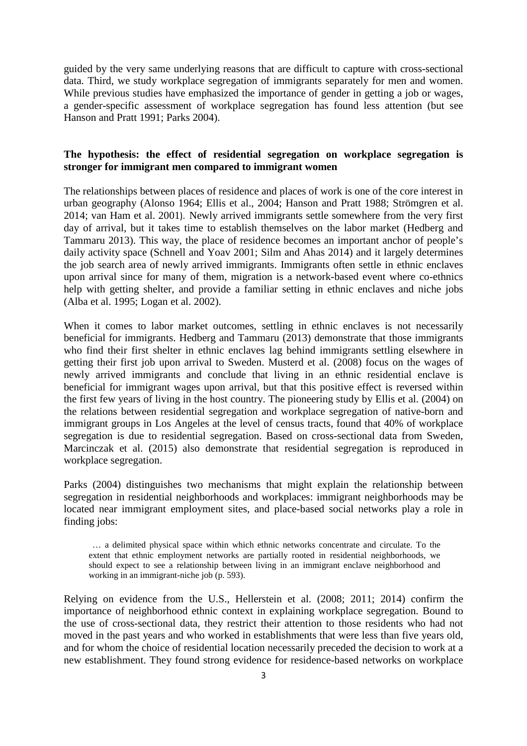guided by the very same underlying reasons that are difficult to capture with cross-sectional data. Third, we study workplace segregation of immigrants separately for men and women. While previous studies have emphasized the importance of gender in getting a job or wages, a gender-specific assessment of workplace segregation has found less attention (but see Hanson and Pratt 1991; Parks 2004).

## The hypothesis: the effect of residential segregation on workplace segregation is stronger for immigrant men compared to immigrant women

The relationships between places of residence and places of work is one of the core interest in urban geography (Alonso 1964; Ellis et al., 2004; Hanson and Pratt 1988; Strömgren et al. 2014; van Ham et al. 2001). Newly arrived immigrants settle somewhere from the very first day of arrival, but it takes time to establish themselves on the labor market (Hedberg and Tammaru 2013). This way, the place of residence becomes an important anchor of people's daily activity space (Schnell and Yoav 2001; Silm and Ahas 2014) and it largely determines the job search area of newly arrived immigrants. Immigrants often settle in ethnic enclaves upon arrival since for many of them, migration is a network-based event where co-ethnics help with getting shelter, and provide a familiar setting in ethnic enclaves and niche jobs (Alba et al. 1995; Logan et al. 2002).

When it comes to labor market outcomes, settling in ethnic enclaves is not necessarily beneficial for immigrants. Hedberg and Tammaru (2013) demonstrate that those immigrants who find their first shelter in ethnic enclaves lag behind immigrants settling elsewhere in getting their first job upon arrival to Sweden. Musterd et al. (2008) focus on the wages of newly arrived immigrants and conclude that living in an ethnic residential enclave is beneficial for immigrant wages upon arrival, but that this positive effect is reversed within the first few years of living in the host country. The pioneering study by Ellis et al. (2004) on the relations between residential segregation and workplace segregation of native-born and immigrant groups in Los Angeles at the level of census tracts, found that 40% of workplace segregation is due to residential segregation. Based on cross-sectional data from Sweden, Marcinczak et al. (2015) also demonstrate that residential segregation is reproduced in workplace segregation.

Parks (2004) distinguishes two mechanisms that might explain the relationship between segregation in residential neighborhoods and workplaces: immigrant neighborhoods may be located near immigrant employment sites, and place-based social networks play a role in finding jobs:

> … a delimited physical space within which ethnic networks concentrate and circulate. To the extent that ethnic employment networks are partially rooted in residential neighborhoods, we should expect to see a relationship between living in an immigrant enclave neighborhood and working in an immigrant-niche job (p. 593).

Relying on evidence from the U.S., Hellerstein et al. (2008; 2011; 2014) confirm the importance of neighborhood ethnic context in explaining workplace segregation. Bound to the use of cross-sectional data, they restrict their attention to those residents who had not moved in the past years and who worked in establishments that were less than five years old, and for whom the choice of residential location necessarily preceded the decision to work at a new establishment. They found strong evidence for residence-based networks on workplace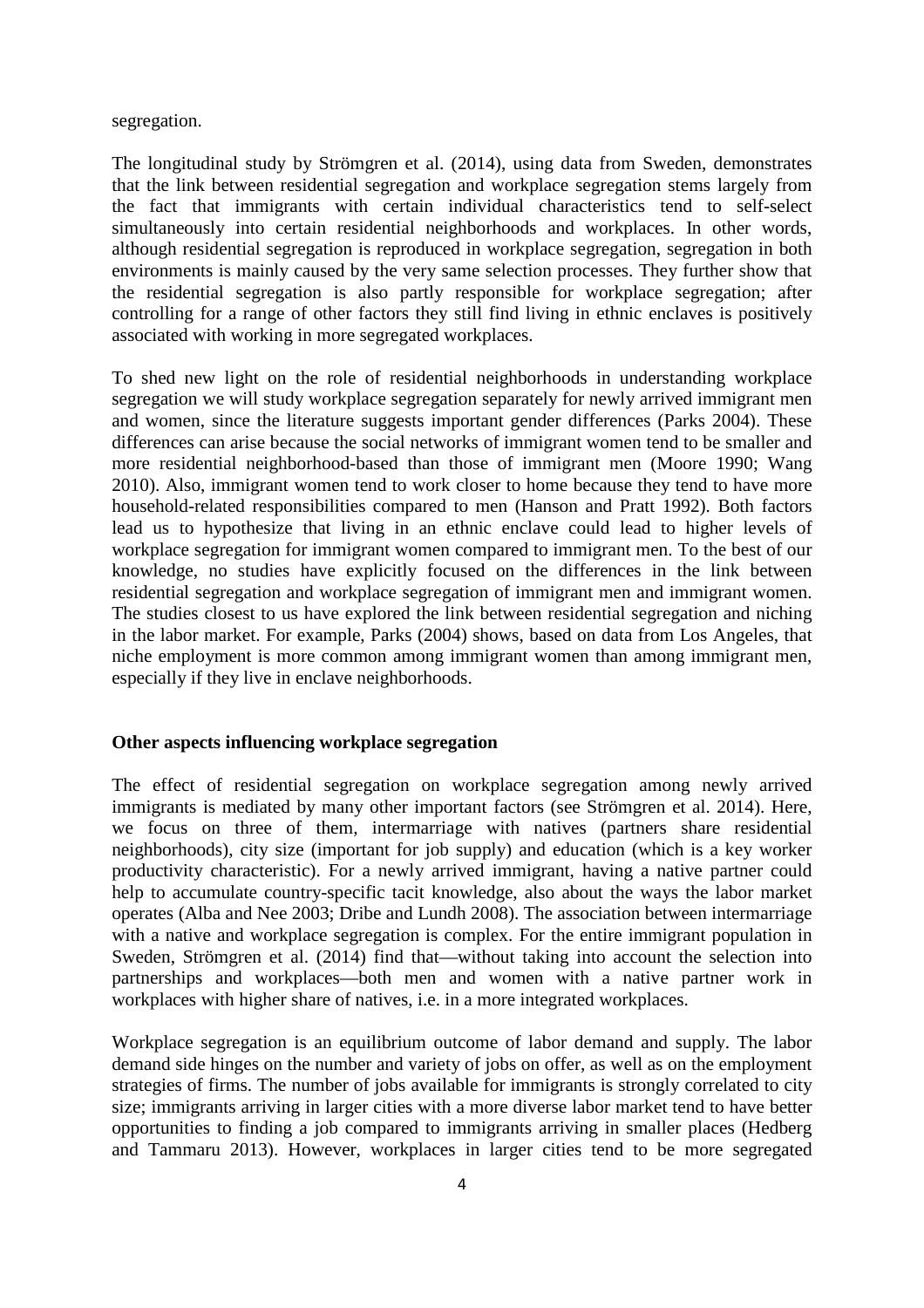segregation.

The longitudinal study by Strömgren et al. (2014), using data from Sweden, demonstrates that the link between residential segregation and workplace segregation stems largely from the fact that immigrants with certain individual characteristics tend to self-select simultaneously into certain residential neighborhoods and workplaces. In other words, although residential segregation is reproduced in workplace segregation, segregation in both environments is mainly caused by the very same selection processes. They further show that the residential segregation is also partly responsible for workplace segregation; after controlling for a range of other factors they still find living in ethnic enclaves is positively associated with working in more segregated workplaces.

To shed new light on the role of residential neighborhoods in understanding workplace segregation we will study workplace segregation separately for newly arrived immigrant men and women, since the literature suggests important gender differences (Parks 2004). These differences can arise because the social networks of immigrant women tend to be smaller and more residential neighborhood-based than those of immigrant men (Moore 1990; Wang 2010). Also, immigrant women tend to work closer to home because they tend to have more household-related responsibilities compared to men (Hanson and Pratt 1992). Both factors lead us to hypothesize that living in an ethnic enclave could lead to higher levels of workplace segregation for immigrant women compared to immigrant men. To the best of our knowledge, no studies have explicitly focused on the differences in the link between residential segregation and workplace segregation of immigrant men and immigrant women. The studies closest to us have explored the link between residential segregation and niching in the labor market. For example, Parks (2004) shows, based on data from Los Angeles, that niche employment is more common among immigrant women than among immigrant men, especially if they live in enclave neighborhoods.

**Other aspects influencing workplace segregation**

The effect of residential segregation on workplace segregation among newly arrived immigrants is mediated by many other important factors (see Strömgren et al. 2014). Here, we focus on three of them, intermarriage with natives (partners share residential neighborhoods), city size (important for job supply) and education (which is a key worker productivity characteristic). For a newly arrived immigrant, having a native partner could help to accumulate country-specific tacit knowledge, also about the ways the labor market operates (Alba and Nee 2003; Dribe and Lundh 2008). The association between intermarriage with a native and workplace segregation is complex. For the entire immigrant population in Sweden, Strömgren et al. (2014) find that—without taking into account the selection into partnerships and workplaces—both men and women with a native partner work in workplaces with higher share of natives, i.e. in a more integrated workplaces.

Workplace segregation is an equilibrium outcome of labor demand and supply. The labor demand side hinges on the number and variety of jobs on offer, as well as on the employment strategies of firms. The number of jobs available for immigrants is strongly correlated to city size; immigrants arriving in larger cities with a more diverse labor market tend to have better opportunities to finding a job compared to immigrants arriving in smaller places (Hedberg and Tammaru 2013). However, workplaces in larger cities tend to be more segregated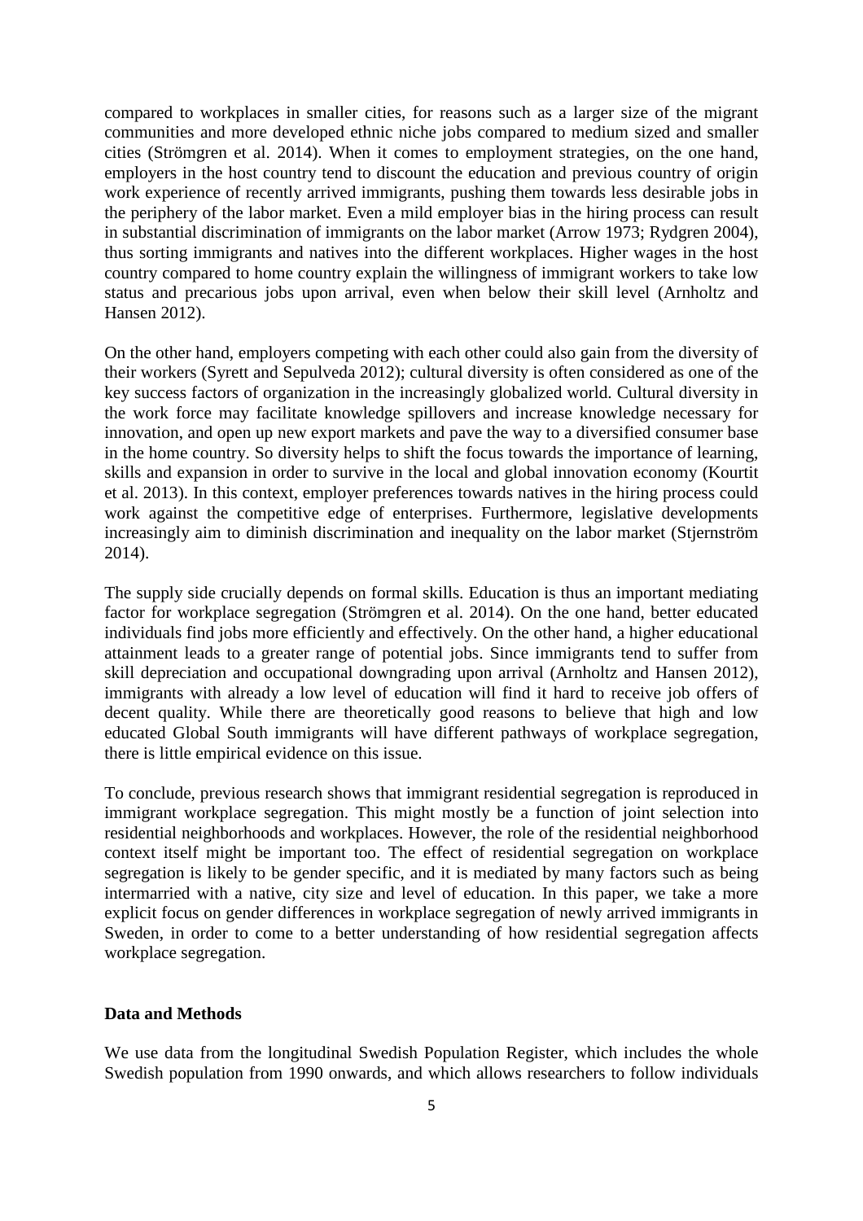compared to workplaces in smaller cities, for reasons such as a larger size of the migrant communities and more developed ethnic niche jobs compared to medium sized and smaller cities (Strömgren et al. 2014). When it comes to employment strategies, on the one hand, employers in the host country tend to discount the education and previous country of origin work experience of recently arrived immigrants, pushing them towards less desirable jobs in the periphery of the labor market. Even a mild employer bias in the hiring process can result in substantial discrimination of immigrants on the labor market (Arrow 1973; Rydgren 2004), thus sorting immigrants and natives into the different workplaces. Higher wages in the host country compared to home country explain the willingness of immigrant workers to take low status and precarious jobs upon arrival, even when below their skill level (Arnholtz and Hansen 2012).

On the other hand, employers competing with each other could also gain from the diversity of their workers (Syrett and Sepulveda 2012); cultural diversity is often considered as one of the key success factors of organization in the increasingly globalized world. Cultural diversity in the work force may facilitate knowledge spillovers and increase knowledge necessary for innovation, and open up new export markets and pave the way to a diversified consumer base in the home country. So diversity helps to shift the focus towards the importance of learning, skills and expansion in order to survive in the local and global innovation economy (Kourtit et al. 2013). In this context, employer preferences towards natives in the hiring process could work against the competitive edge of enterprises. Furthermore, legislative developments increasingly aim to diminish discrimination and inequality on the labor market (Stjernström 2014).

The supply side crucially depends on formal skills. Education is thus an important mediating factor for workplace segregation (Strömgren et al. 2014). On the one hand, better educated individuals find jobs more efficiently and effectively. On the other hand, a higher educational attainment leads to a greater range of potential jobs. Since immigrants tend to suffer from skill depreciation and occupational downgrading upon arrival (Arnholtz and Hansen 2012), immigrants with already a low level of education will find it hard to receive job offers of decent quality. While there are theoretically good reasons to believe that high and low educated Global South immigrants will have different pathways of workplace segregation, there is little empirical evidence on this issue.

To conclude, previous research shows that immigrant residential segregation is reproduced in immigrant workplace segregation. This might mostly be a function of joint selection into residential neighborhoods and workplaces. However, the role of the residential neighborhood context itself might be important too. The effect of residential segregation on workplace segregation is likely to be gender specific, and it is mediated by many factors such as being intermarried with a native, city size and level of education. In this paper, we take a more explicit focus on gender differences in workplace segregation of newly arrived immigrants in Sweden, in order to come to a better understanding of how residential segregation affects workplace segregation.

## Data and Methods

We use data from the longitudinal Swedish Population Register, which includes the whole Swedish population from 1990 onwards, and which allows researchers to follow individuals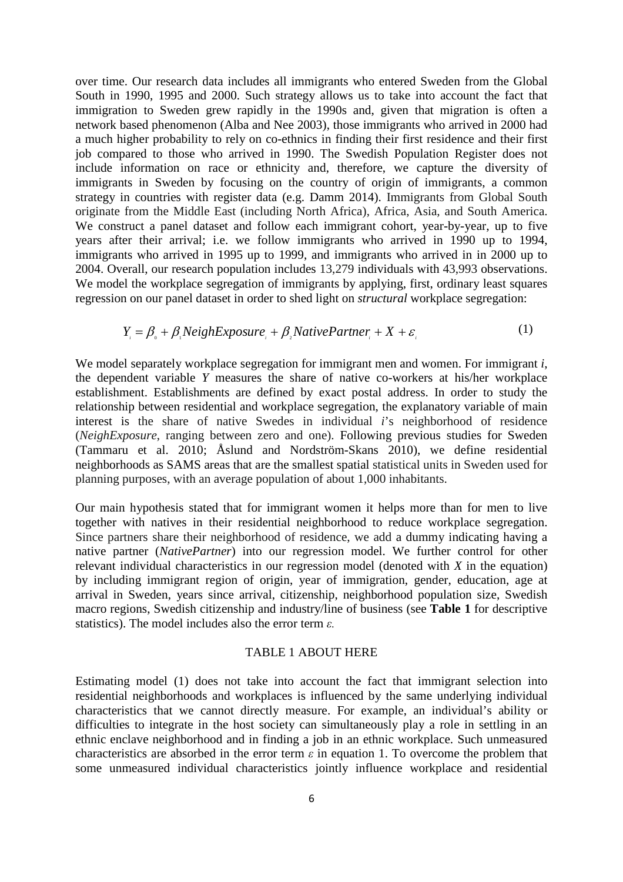over time. Our research data includes all immigrants who entered Sweden from the Global South in 1990, 1995 and 2000. Such strategy allows us to take into account the fact that immigration to Sweden grew rapidly in the 1990s and, given that migration is often a network based phenomenon (Alba and Nee 2003), those immigrants who arrived in 2000 had a much higher probability to rely on co-ethnics in finding their first residence and their first job compared to those who arrived in 1990. The Swedish Population Register does not include information on race or ethnicity and, therefore, we capture the diversity of immigrants in Sweden by focusing on the country of origin of immigrants, a common strategy in countries with register data (e.g. Damm 2014). Immigrants from Global South originate from the Middle East (including North Africa), Africa, Asia, and South America. We construct a panel dataset and follow each immigrant cohort, year-by-year, up to five years after their arrival; i.e. we follow immigrants who arrived in 1990 up to 1994, immigrants who arrived in 1995 up to 1999, and immigrants who arrived in in 2000 up to 2004. Overall, our research population includes 13,279 individuals with 43,993 observations. We model the workplace segregation of immigrants by applying, first, ordinary least squares regression on our panel dataset in order to shed light on *structural* workplace segregation:

$$Y_i = \beta_0 + \beta_1 NeighExposure_i + \beta_2 NativePartner_i + X + \varepsilon_i \qquad (1)$$

We model separately workplace segregation for immigrant men and women. For immigrant *i*, the dependent variable $Y$ measures the share of native co-workers at his/her workplace establishment. Establishments are defined by exact postal address. In order to study the relationship between residential and workplace segregation, the explanatory variable of main interest is the share of native Swedes in individual *i*'s neighborhood of residence (*NeighExposure*, ranging between zero and one). Following previous studies for Sweden (Tammaru et al. 2010; Åslund and Nordström-Skans 2010), we define residential neighborhoods as SAMS areas that are the smallest spatial statistical units in Sweden used for planning purposes, with an average population of about 1,000 inhabitants.

Our main hypothesis stated that for immigrant women it helps more than for men to live together with natives in their residential neighborhood to reduce workplace segregation. Since partners share their neighborhood of residence, we add a dummy indicating having a native partner (*NativePartner*) into our regression model. We further control for other relevant individual characteristics in our regression model (denoted with $X$ in the equation) by including immigrant region of origin, year of immigration, gender, education, age at arrival in Sweden, years since arrival, citizenship, neighborhood population size, Swedish macro regions, Swedish citizenship and industry/line of business (see **Table 1** for descriptive statistics). The model includes also the error term $\varepsilon$.

TABLE 1 ABOUT HERE

Estimating model (1) does not take into account the fact that immigrant selection into residential neighborhoods and workplaces is influenced by the same underlying individual characteristics that we cannot directly measure. For example, an individual's ability or difficulties to integrate in the host society can simultaneously play a role in settling in an ethnic enclave neighborhood and in finding a job in an ethnic workplace. Such unmeasured characteristics are absorbed in the error term $\varepsilon$ in equation 1. To overcome the problem that some unmeasured individual characteristics jointly influence workplace and residential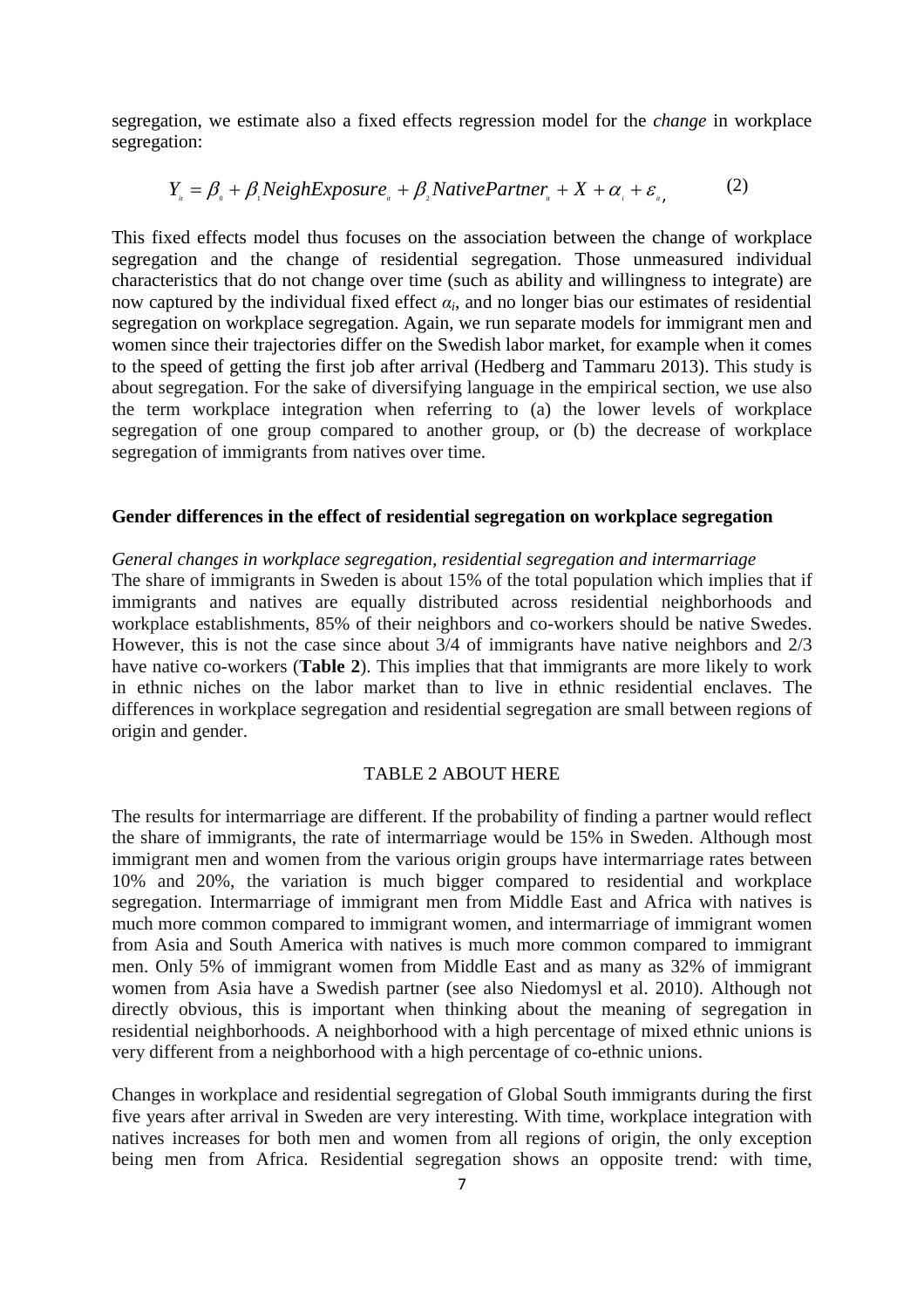segregation, we estimate also a fixed effects regression model for the *change* in workplace segregation:

$$Y_{it} = \beta_0 + \beta_1 NeighExposure_{it} + \beta_2 NativePartner_{it} + X + \alpha_i + \varepsilon_{it}, \qquad (2)$$

This fixed effects model thus focuses on the association between the change of workplace segregation and the change of residential segregation. Those unmeasured individual characteristics that do not change over time (such as ability and willingness to integrate) are now captured by the individual fixed effect $\alpha_i$, and no longer bias our estimates of residential segregation on workplace segregation. Again, we run separate models for immigrant men and women since their trajectories differ on the Swedish labor market, for example when it comes to the speed of getting the first job after arrival (Hedberg and Tammaru 2013). This study is about segregation. For the sake of diversifying language in the empirical section, we use also the term workplace integration when referring to (a) the lower levels of workplace segregation of one group compared to another group, or (b) the decrease of workplace segregation of immigrants from natives over time.

## Gender differences in the effect of residential segregation on workplace segregation

*General changes in workplace segregation, residential segregation and intermarriage*

The share of immigrants in Sweden is about 15% of the total population which implies that if immigrants and natives are equally distributed across residential neighborhoods and workplace establishments, 85% of their neighbors and co-workers should be native Swedes. However, this is not the case since about 3/4 of immigrants have native neighbors and 2/3 have native co-workers (**Table 2**). This implies that that immigrants are more likely to work in ethnic niches on the labor market than to live in ethnic residential enclaves. The differences in workplace segregation and residential segregation are small between regions of origin and gender.

TABLE 2 ABOUT HERE

The results for intermarriage are different. If the probability of finding a partner would reflect the share of immigrants, the rate of intermarriage would be 15% in Sweden. Although most immigrant men and women from the various origin groups have intermarriage rates between 10% and 20%, the variation is much bigger compared to residential and workplace segregation. Intermarriage of immigrant men from Middle East and Africa with natives is much more common compared to immigrant women, and intermarriage of immigrant women from Asia and South America with natives is much more common compared to immigrant men. Only 5% of immigrant women from Middle East and as many as 32% of immigrant women from Asia have a Swedish partner (see also Niedomysl et al. 2010). Although not directly obvious, this is important when thinking about the meaning of segregation in residential neighborhoods. A neighborhood with a high percentage of mixed ethnic unions is very different from a neighborhood with a high percentage of co-ethnic unions.

Changes in workplace and residential segregation of Global South immigrants during the first five years after arrival in Sweden are very interesting. With time, workplace integration with natives increases for both men and women from all regions of origin, the only exception being men from Africa. Residential segregation shows an opposite trend: with time,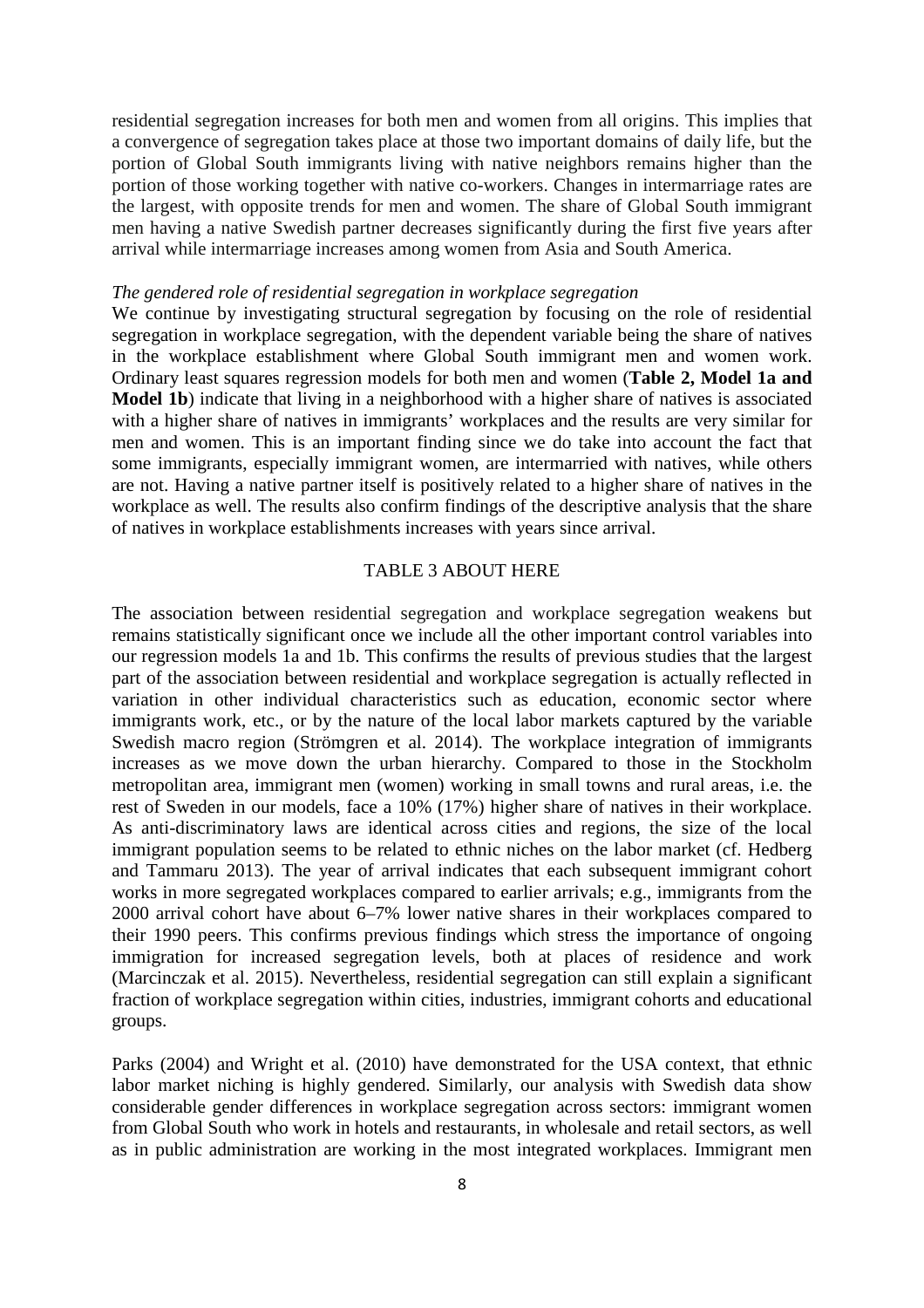residential segregation increases for both men and women from all origins. This implies that a convergence of segregation takes place at those two important domains of daily life, but the portion of Global South immigrants living with native neighbors remains higher than the portion of those working together with native co-workers. Changes in intermarriage rates are the largest, with opposite trends for men and women. The share of Global South immigrant men having a native Swedish partner decreases significantly during the first five years after arrival while intermarriage increases among women from Asia and South America.

*The gendered role of residential segregation in workplace segregation*

We continue by investigating structural segregation by focusing on the role of residential segregation in workplace segregation, with the dependent variable being the share of natives in the workplace establishment where Global South immigrant men and women work. Ordinary least squares regression models for both men and women (**Table 2, Model 1a and Model 1b**) indicate that living in a neighborhood with a higher share of natives is associated with a higher share of natives in immigrants' workplaces and the results are very similar for men and women. This is an important finding since we do take into account the fact that some immigrants, especially immigrant women, are intermarried with natives, while others are not. Having a native partner itself is positively related to a higher share of natives in the workplace as well. The results also confirm findings of the descriptive analysis that the share of natives in workplace establishments increases with years since arrival.

TABLE 3 ABOUT HERE

The association between residential segregation and workplace segregation weakens but remains statistically significant once we include all the other important control variables into our regression models 1a and 1b. This confirms the results of previous studies that the largest part of the association between residential and workplace segregation is actually reflected in variation in other individual characteristics such as education, economic sector where immigrants work, etc., or by the nature of the local labor markets captured by the variable Swedish macro region (Strömgren et al. 2014). The workplace integration of immigrants increases as we move down the urban hierarchy. Compared to those in the Stockholm metropolitan area, immigrant men (women) working in small towns and rural areas, i.e. the rest of Sweden in our models, face a 10% (17%) higher share of natives in their workplace. As anti-discriminatory laws are identical across cities and regions, the size of the local immigrant population seems to be related to ethnic niches on the labor market (cf. Hedberg and Tammaru 2013). The year of arrival indicates that each subsequent immigrant cohort works in more segregated workplaces compared to earlier arrivals; e.g., immigrants from the 2000 arrival cohort have about 6–7% lower native shares in their workplaces compared to their 1990 peers. This confirms previous findings which stress the importance of ongoing immigration for increased segregation levels, both at places of residence and work (Marcinczak et al. 2015). Nevertheless, residential segregation can still explain a significant fraction of workplace segregation within cities, industries, immigrant cohorts and educational groups.

Parks (2004) and Wright et al. (2010) have demonstrated for the USA context, that ethnic labor market niching is highly gendered. Similarly, our analysis with Swedish data show considerable gender differences in workplace segregation across sectors: immigrant women from Global South who work in hotels and restaurants, in wholesale and retail sectors, as well as in public administration are working in the most integrated workplaces. Immigrant men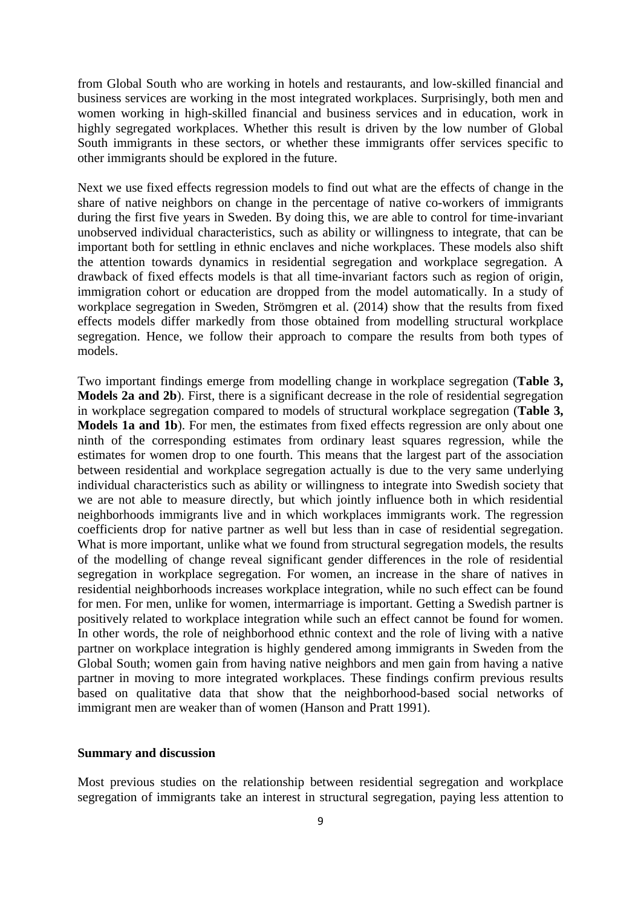from Global South who are working in hotels and restaurants, and low-skilled financial and business services are working in the most integrated workplaces. Surprisingly, both men and women working in high-skilled financial and business services and in education, work in highly segregated workplaces. Whether this result is driven by the low number of Global South immigrants in these sectors, or whether these immigrants offer services specific to other immigrants should be explored in the future.

Next we use fixed effects regression models to find out what are the effects of change in the share of native neighbors on change in the percentage of native co-workers of immigrants during the first five years in Sweden. By doing this, we are able to control for time-invariant unobserved individual characteristics, such as ability or willingness to integrate, that can be important both for settling in ethnic enclaves and niche workplaces. These models also shift the attention towards dynamics in residential segregation and workplace segregation. A drawback of fixed effects models is that all time-invariant factors such as region of origin, immigration cohort or education are dropped from the model automatically. In a study of workplace segregation in Sweden, Strömgren et al. (2014) show that the results from fixed effects models differ markedly from those obtained from modelling structural workplace segregation. Hence, we follow their approach to compare the results from both types of models.

Two important findings emerge from modelling change in workplace segregation (**Table 3, Models 2a and 2b**). First, there is a significant decrease in the role of residential segregation in workplace segregation compared to models of structural workplace segregation (**Table 3, Models 1a and 1b**). For men, the estimates from fixed effects regression are only about one ninth of the corresponding estimates from ordinary least squares regression, while the estimates for women drop to one fourth. This means that the largest part of the association between residential and workplace segregation actually is due to the very same underlying individual characteristics such as ability or willingness to integrate into Swedish society that we are not able to measure directly, but which jointly influence both in which residential neighborhoods immigrants live and in which workplaces immigrants work. The regression coefficients drop for native partner as well but less than in case of residential segregation. What is more important, unlike what we found from structural segregation models, the results of the modelling of change reveal significant gender differences in the role of residential segregation in workplace segregation. For women, an increase in the share of natives in residential neighborhoods increases workplace integration, while no such effect can be found for men. For men, unlike for women, intermarriage is important. Getting a Swedish partner is positively related to workplace integration while such an effect cannot be found for women. In other words, the role of neighborhood ethnic context and the role of living with a native partner on workplace integration is highly gendered among immigrants in Sweden from the Global South; women gain from having native neighbors and men gain from having a native partner in moving to more integrated workplaces. These findings confirm previous results based on qualitative data that show that the neighborhood-based social networks of immigrant men are weaker than of women (Hanson and Pratt 1991).

## Summary and discussion

Most previous studies on the relationship between residential segregation and workplace segregation of immigrants take an interest in structural segregation, paying less attention to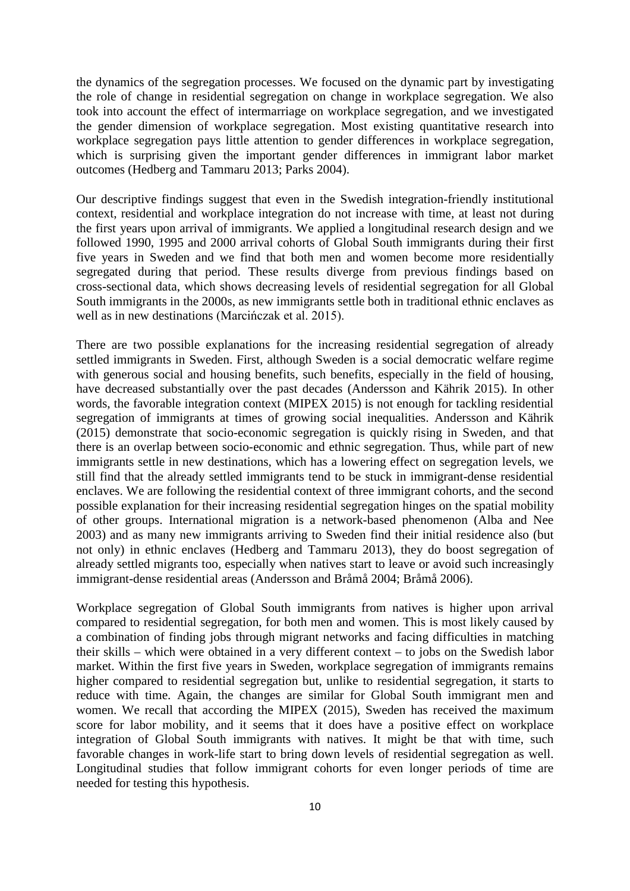the dynamics of the segregation processes. We focused on the dynamic part by investigating the role of change in residential segregation on change in workplace segregation. We also took into account the effect of intermarriage on workplace segregation, and we investigated the gender dimension of workplace segregation. Most existing quantitative research into workplace segregation pays little attention to gender differences in workplace segregation, which is surprising given the important gender differences in immigrant labor market outcomes (Hedberg and Tammaru 2013; Parks 2004).

Our descriptive findings suggest that even in the Swedish integration-friendly institutional context, residential and workplace integration do not increase with time, at least not during the first years upon arrival of immigrants. We applied a longitudinal research design and we followed 1990, 1995 and 2000 arrival cohorts of Global South immigrants during their first five years in Sweden and we find that both men and women become more residentially segregated during that period. These results diverge from previous findings based on cross-sectional data, which shows decreasing levels of residential segregation for all Global South immigrants in the 2000s, as new immigrants settle both in traditional ethnic enclaves as well as in new destinations (Marcińczak et al. 2015).

There are two possible explanations for the increasing residential segregation of already settled immigrants in Sweden. First, although Sweden is a social democratic welfare regime with generous social and housing benefits, such benefits, especially in the field of housing, have decreased substantially over the past decades (Andersson and Kährik 2015). In other words, the favorable integration context (MIPEX 2015) is not enough for tackling residential segregation of immigrants at times of growing social inequalities. Andersson and Kährik (2015) demonstrate that socio-economic segregation is quickly rising in Sweden, and that there is an overlap between socio-economic and ethnic segregation. Thus, while part of new immigrants settle in new destinations, which has a lowering effect on segregation levels, we still find that the already settled immigrants tend to be stuck in immigrant-dense residential enclaves. We are following the residential context of three immigrant cohorts, and the second possible explanation for their increasing residential segregation hinges on the spatial mobility of other groups. International migration is a network-based phenomenon (Alba and Nee 2003) and as many new immigrants arriving to Sweden find their initial residence also (but not only) in ethnic enclaves (Hedberg and Tammaru 2013), they do boost segregation of already settled migrants too, especially when natives start to leave or avoid such increasingly immigrant-dense residential areas (Andersson and Bråmå 2004; Bråmå 2006).

Workplace segregation of Global South immigrants from natives is higher upon arrival compared to residential segregation, for both men and women. This is most likely caused by a combination of finding jobs through migrant networks and facing difficulties in matching their skills – which were obtained in a very different context – to jobs on the Swedish labor market. Within the first five years in Sweden, workplace segregation of immigrants remains higher compared to residential segregation but, unlike to residential segregation, it starts to reduce with time. Again, the changes are similar for Global South immigrant men and women. We recall that according the MIPEX (2015), Sweden has received the maximum score for labor mobility, and it seems that it does have a positive effect on workplace integration of Global South immigrants with natives. It might be that with time, such favorable changes in work-life start to bring down levels of residential segregation as well. Longitudinal studies that follow immigrant cohorts for even longer periods of time are needed for testing this hypothesis.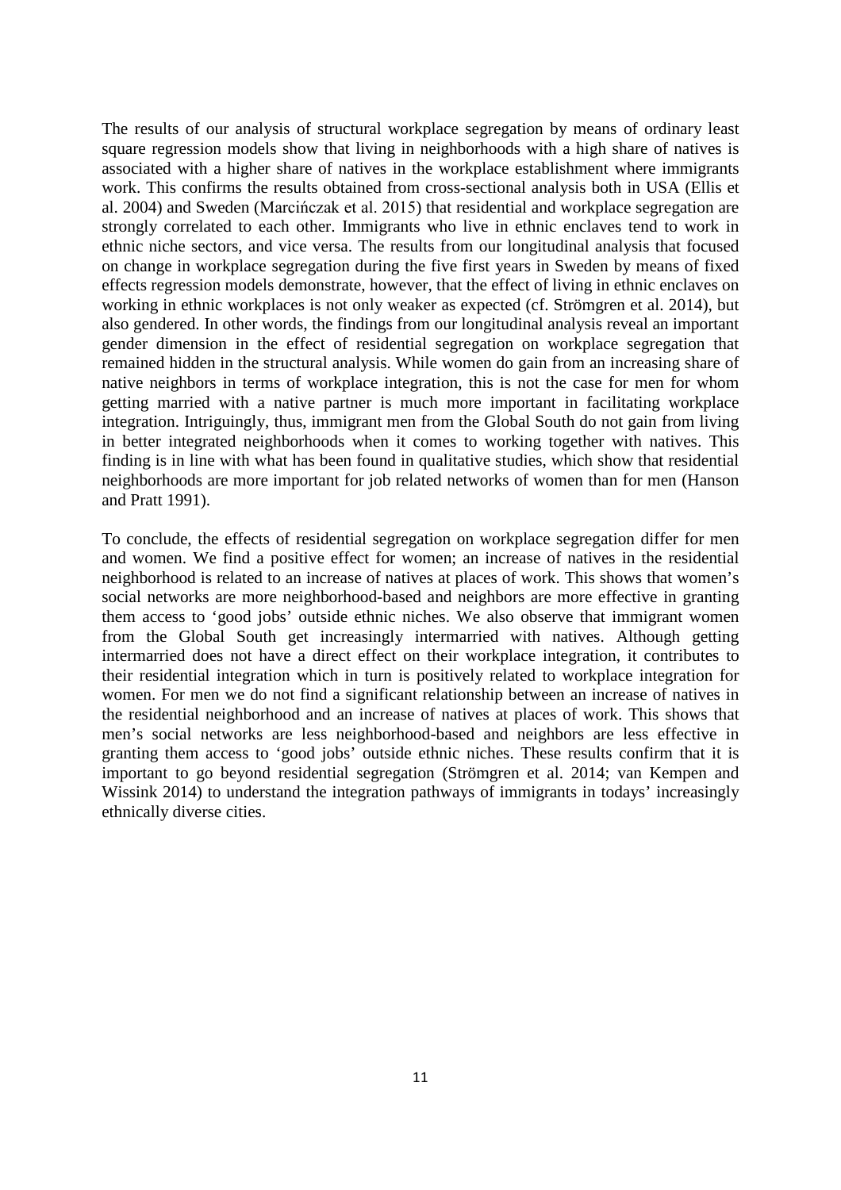The results of our analysis of structural workplace segregation by means of ordinary least square regression models show that living in neighborhoods with a high share of natives is associated with a higher share of natives in the workplace establishment where immigrants work. This confirms the results obtained from cross-sectional analysis both in USA (Ellis et al. 2004) and Sweden (Marcińczak et al. 2015) that residential and workplace segregation are strongly correlated to each other. Immigrants who live in ethnic enclaves tend to work in ethnic niche sectors, and vice versa. The results from our longitudinal analysis that focused on change in workplace segregation during the five first years in Sweden by means of fixed effects regression models demonstrate, however, that the effect of living in ethnic enclaves on working in ethnic workplaces is not only weaker as expected (cf. Strömgren et al. 2014), but also gendered. In other words, the findings from our longitudinal analysis reveal an important gender dimension in the effect of residential segregation on workplace segregation that remained hidden in the structural analysis. While women do gain from an increasing share of native neighbors in terms of workplace integration, this is not the case for men for whom getting married with a native partner is much more important in facilitating workplace integration. Intriguingly, thus, immigrant men from the Global South do not gain from living in better integrated neighborhoods when it comes to working together with natives. This finding is in line with what has been found in qualitative studies, which show that residential neighborhoods are more important for job related networks of women than for men (Hanson and Pratt 1991).

To conclude, the effects of residential segregation on workplace segregation differ for men and women. We find a positive effect for women; an increase of natives in the residential neighborhood is related to an increase of natives at places of work. This shows that women's social networks are more neighborhood-based and neighbors are more effective in granting them access to 'good jobs' outside ethnic niches. We also observe that immigrant women from the Global South get increasingly intermarried with natives. Although getting intermarried does not have a direct effect on their workplace integration, it contributes to their residential integration which in turn is positively related to workplace integration for women. For men we do not find a significant relationship between an increase of natives in the residential neighborhood and an increase of natives at places of work. This shows that men's social networks are less neighborhood-based and neighbors are less effective in granting them access to 'good jobs' outside ethnic niches. These results confirm that it is important to go beyond residential segregation (Strömgren et al. 2014; van Kempen and Wissink 2014) to understand the integration pathways of immigrants in todays' increasingly ethnically diverse cities.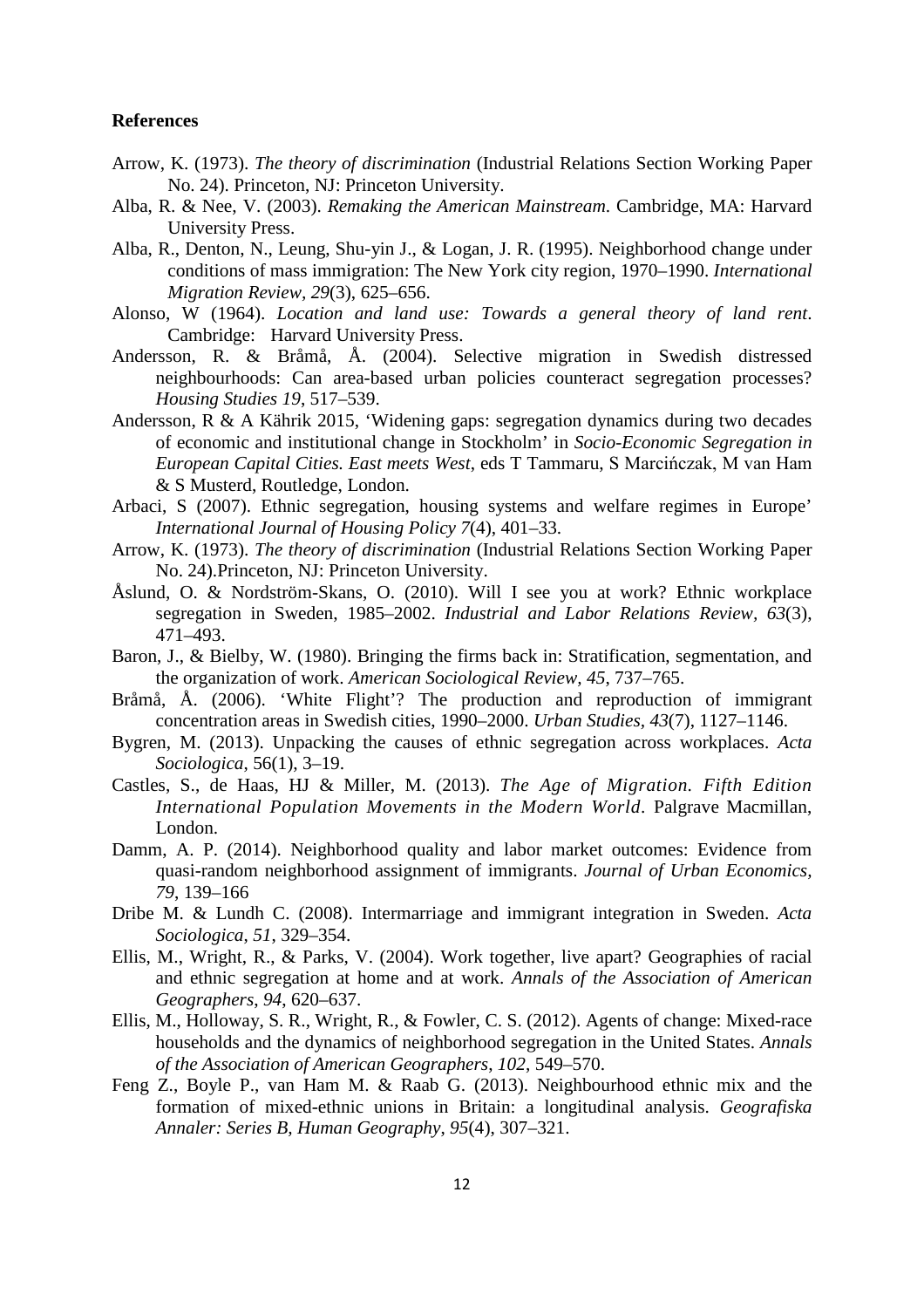**References**

Arrow, K. (1973). *The theory of discrimination* (Industrial Relations Section Working Paper No. 24). Princeton, NJ: Princeton University.

Alba, R. & Nee, V. (2003). *Remaking the American Mainstream*. Cambridge, MA: Harvard University Press.

Alba, R., Denton, N., Leung, Shu-yin J., & Logan, J. R. (1995). Neighborhood change under conditions of mass immigration: The New York city region, 1970–1990. *International Migration Review, 29*(3), 625–656.

Alonso, W (1964). *Location and land use: Towards a general theory of land rent*. Cambridge: Harvard University Press.

Andersson, R. & Bråmå, Å. (2004). Selective migration in Swedish distressed neighbourhoods: Can area-based urban policies counteract segregation processes? *Housing Studies 19*, 517–539.

Andersson, R & A Kährik 2015, 'Widening gaps: segregation dynamics during two decades of economic and institutional change in Stockholm' in *Socio-Economic Segregation in European Capital Cities. East meets West*, eds T Tammaru, S Marcińczak, M van Ham & S Musterd, Routledge, London.

Arbaci, S (2007). Ethnic segregation, housing systems and welfare regimes in Europe' *International Journal of Housing Policy 7*(4), 401–33.

Arrow, K. (1973). *The theory of discrimination* (Industrial Relations Section Working Paper No. 24).Princeton, NJ: Princeton University.

Åslund, O. & Nordström-Skans, O. (2010). Will I see you at work? Ethnic workplace segregation in Sweden, 1985–2002. *Industrial and Labor Relations Review, 63*(3), 471–493.

Baron, J., & Bielby, W. (1980). Bringing the firms back in: Stratification, segmentation, and the organization of work. *American Sociological Review, 45*, 737–765.

Bråmå, Å. (2006). 'White Flight'? The production and reproduction of immigrant concentration areas in Swedish cities, 1990–2000. *Urban Studies, 43*(7), 1127–1146.

Bygren, M. (2013). Unpacking the causes of ethnic segregation across workplaces. *Acta Sociologica*, 56(1), 3–19.

Castles, S., de Haas, HJ & Miller, M. (2013). *The Age of Migration. Fifth Edition International Population Movements in the Modern World*. Palgrave Macmillan, London.

Damm, A. P. (2014). Neighborhood quality and labor market outcomes: Evidence from quasi-random neighborhood assignment of immigrants. *Journal of Urban Economics, 79*, 139–166

Dribe M. & Lundh C. (2008). Intermarriage and immigrant integration in Sweden. *Acta Sociologica, 51*, 329–354.

Ellis, M., Wright, R., & Parks, V. (2004). Work together, live apart? Geographies of racial and ethnic segregation at home and at work. *Annals of the Association of American Geographers, 94*, 620–637.

Ellis, M., Holloway, S. R., Wright, R., & Fowler, C. S. (2012). Agents of change: Mixed-race households and the dynamics of neighborhood segregation in the United States. *Annals of the Association of American Geographers, 102*, 549–570.

Feng Z., Boyle P., van Ham M. & Raab G. (2013). Neighbourhood ethnic mix and the formation of mixed-ethnic unions in Britain: a longitudinal analysis. *Geografiska Annaler: Series B, Human Geography, 95*(4), 307–321.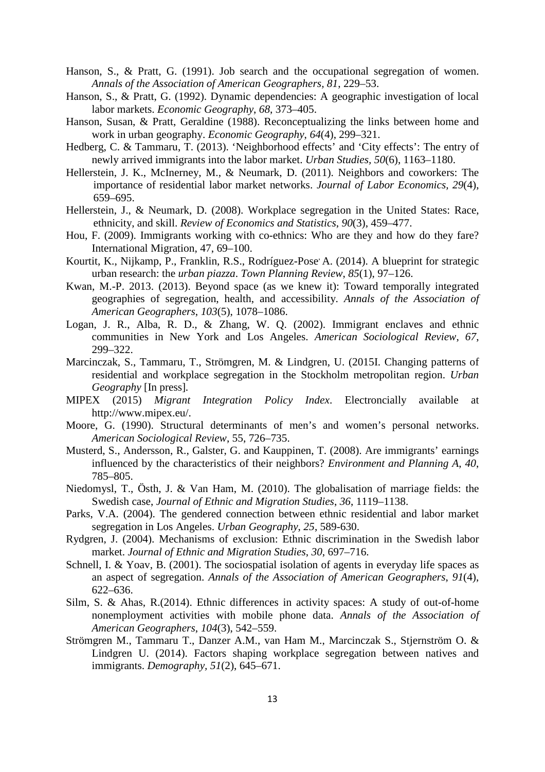Hanson, S., & Pratt, G. (1991). Job search and the occupational segregation of women. *Annals of the Association of American Geographers*, *81*, 229–53.

Hanson, S., & Pratt, G. (1992). Dynamic dependencies: A geographic investigation of local labor markets. *Economic Geography*, *68*, 373–405.

Hanson, Susan, & Pratt, Geraldine (1988). Reconceptualizing the links between home and work in urban geography. *Economic Geography*, *64*(4), 299–321.

Hedberg, C. & Tammaru, T. (2013). 'Neighborhood effects' and 'City effects': The entry of newly arrived immigrants into the labor market. *Urban Studies*, *50*(6), 1163–1180.

Hellerstein, J. K., McInerney, M., & Neumark, D. (2011). Neighbors and coworkers: The importance of residential labor market networks. *Journal of Labor Economics*, *29*(4), 659–695.

Hellerstein, J., & Neumark, D. (2008). Workplace segregation in the United States: Race, ethnicity, and skill. *Review of Economics and Statistics*, *90*(3), 459–477.

Hou, F. (2009). Immigrants working with co-ethnics: Who are they and how do they fare? International Migration, 47, 69–100.

Kourtit, K., Nijkamp, P., Franklin, R.S., Rodríguez-Pose, A. (2014). A blueprint for strategic urban research: the *urban piazza*. *Town Planning Review*, *85*(1), 97–126.

Kwan, M.-P. 2013. (2013). Beyond space (as we knew it): Toward temporally integrated geographies of segregation, health, and accessibility. *Annals of the Association of American Geographers*, *103*(5), 1078–1086.

Logan, J. R., Alba, R. D., & Zhang, W. Q. (2002). Immigrant enclaves and ethnic communities in New York and Los Angeles. *American Sociological Review*, *67*, 299–322.

Marcinczak, S., Tammaru, T., Strömgren, M. & Lindgren, U. (2015I. Changing patterns of residential and workplace segregation in the Stockholm metropolitan region. *Urban Geography* [In press].

MIPEX (2015) *Migrant Integration Policy Index*. Electroncially available at http://www.mipex.eu/.

Moore, G. (1990). Structural determinants of men's and women's personal networks. *American Sociological Review*, 55, 726–735.

Musterd, S., Andersson, R., Galster, G. and Kauppinen, T. (2008). Are immigrants' earnings influenced by the characteristics of their neighbors? *Environment and Planning A*, *40*, 785–805.

Niedomysl, T., Östh, J. & Van Ham, M. (2010). The globalisation of marriage fields: the Swedish case, *Journal of Ethnic and Migration Studies*, *36*, 1119–1138.

Parks, V.A. (2004). The gendered connection between ethnic residential and labor market segregation in Los Angeles. *Urban Geography*, *25*, 589-630.

Rydgren, J. (2004). Mechanisms of exclusion: Ethnic discrimination in the Swedish labor market. *Journal of Ethnic and Migration Studies*, *30*, 697–716.

Schnell, I. & Yoav, B. (2001). The sociospatial isolation of agents in everyday life spaces as an aspect of segregation. *Annals of the Association of American Geographers*, *91*(4), 622–636.

Silm, S. & Ahas, R.(2014). Ethnic differences in activity spaces: A study of out-of-home nonemployment activities with mobile phone data. *Annals of the Association of American Geographers*, *104*(3), 542–559.

Strömgren M., Tammaru T., Danzer A.M., van Ham M., Marcinczak S., Stjernström O. & Lindgren U. (2014). Factors shaping workplace segregation between natives and immigrants. *Demography*, *51*(2), 645–671.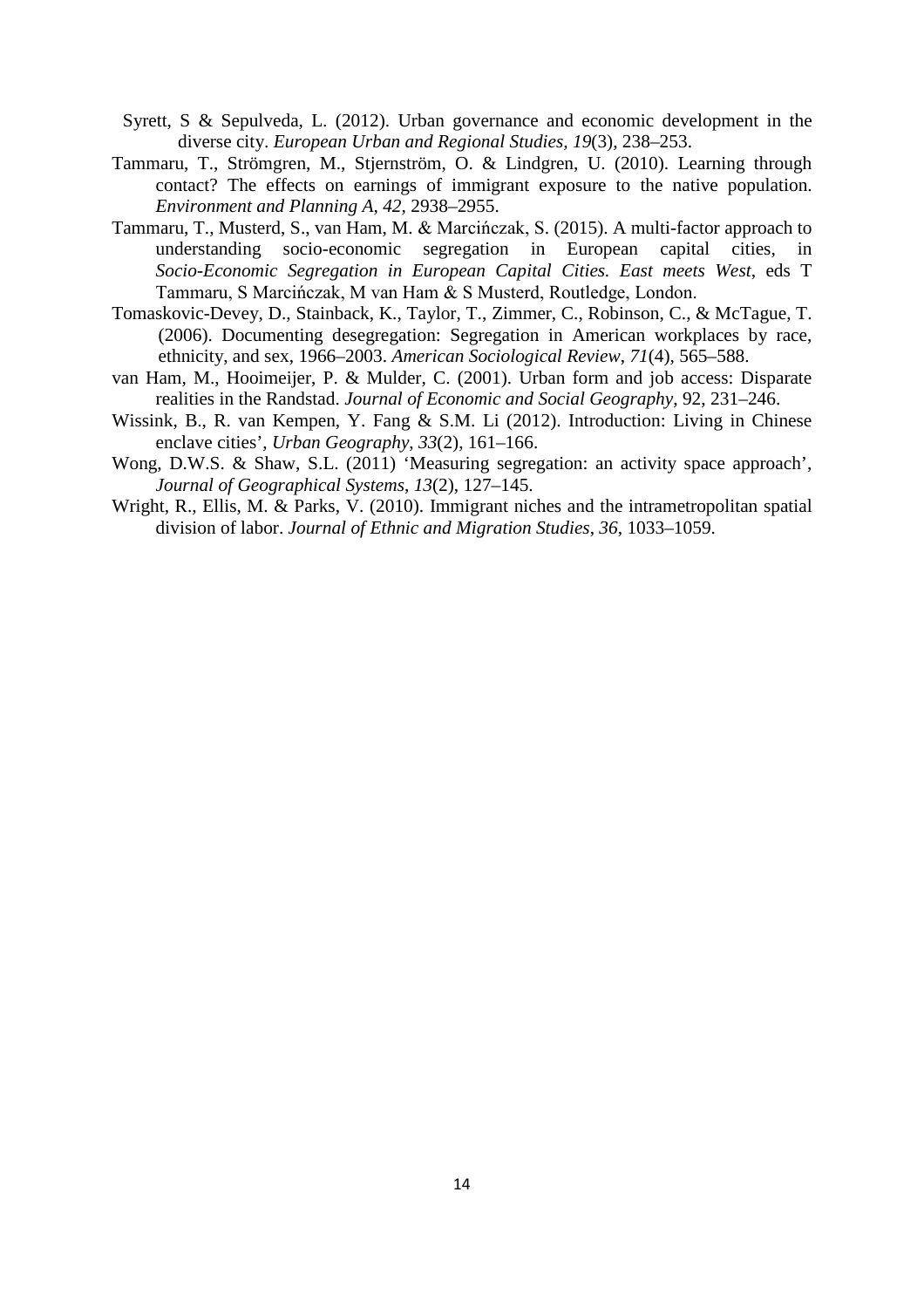Syrett, S & Sepulveda, L. (2012). Urban governance and economic development in the diverse city. *European Urban and Regional Studies, 19*(3), 238–253.

Tammaru, T., Strömgren, M., Stjernström, O. & Lindgren, U. (2010). Learning through contact? The effects on earnings of immigrant exposure to the native population. *Environment and Planning A*, *42*, 2938–2955.

Tammaru, T., Musterd, S., van Ham, M. & Marcińczak, S. (2015). A multi-factor approach to understanding socio-economic segregation in European capital cities, in *Socio-Economic Segregation in European Capital Cities. East meets West*, eds T Tammaru, S Marcińczak, M van Ham & S Musterd, Routledge, London.

Tomaskovic-Devey, D., Stainback, K., Taylor, T., Zimmer, C., Robinson, C., & McTague, T. (2006). Documenting desegregation: Segregation in American workplaces by race, ethnicity, and sex, 1966–2003. *American Sociological Review*, *71*(4), 565–588.

van Ham, M., Hooimeijer, P. & Mulder, C. (2001). Urban form and job access: Disparate realities in the Randstad. *Journal of Economic and Social Geography*, 92, 231–246.

Wissink, B., R. van Kempen, Y. Fang & S.M. Li (2012). Introduction: Living in Chinese enclave cities', *Urban Geography*, *33*(2), 161–166.

Wong, D.W.S. & Shaw, S.L. (2011) 'Measuring segregation: an activity space approach', *Journal of Geographical Systems*, *13*(2), 127–145.

Wright, R., Ellis, M. & Parks, V. (2010). Immigrant niches and the intrametropolitan spatial division of labor. *Journal of Ethnic and Migration Studies*, *36*, 1033–1059.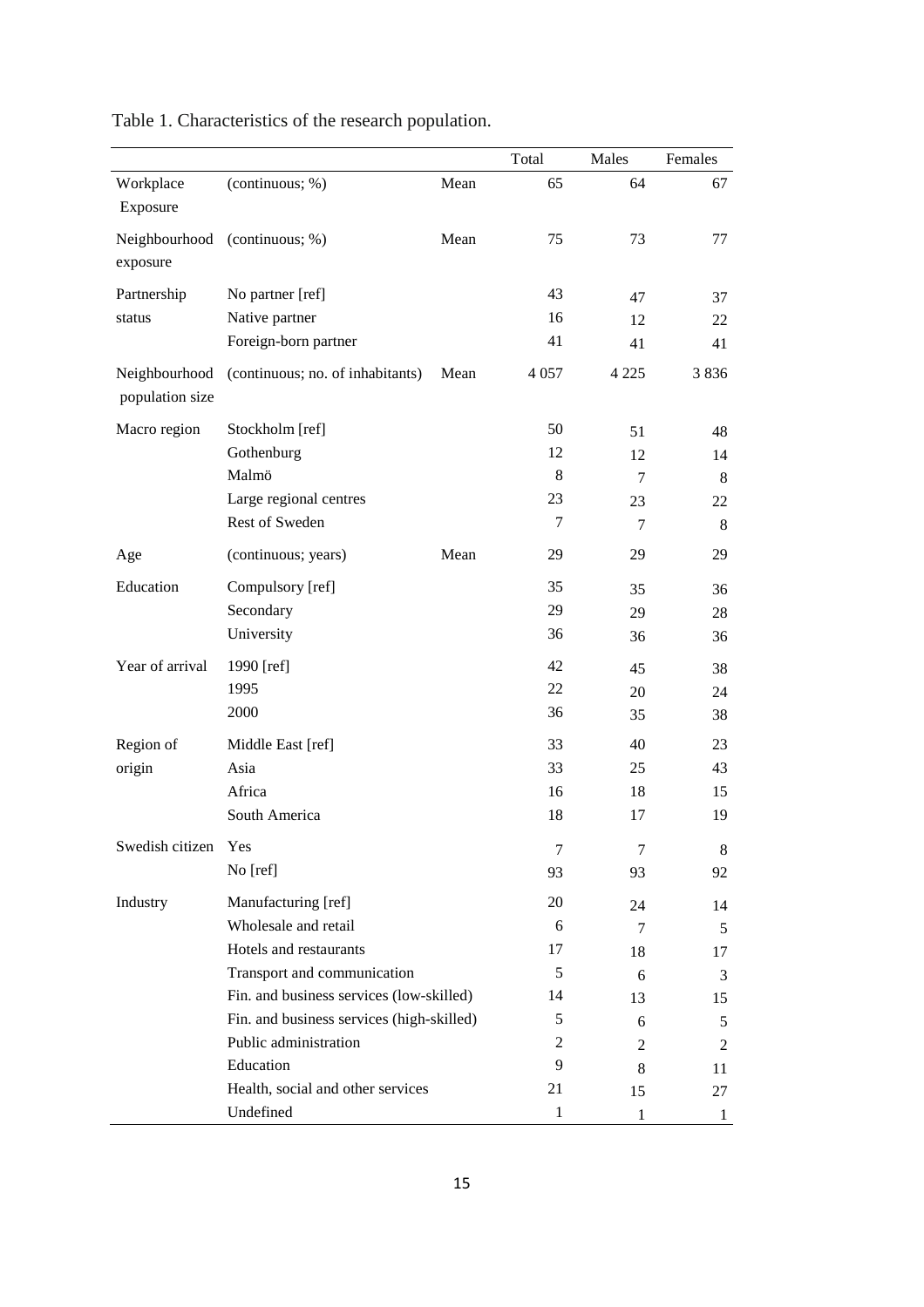Table 1. Characteristics of the research population.

| | | | Total | Males | Females |
|---|---|---|---|---|---|
| Workplace Exposure | (continuous; %) | Mean | 65 | 64 | 67 |
| Neighbourhood exposure | (continuous; %) | Mean | 75 | 73 | 77 |
| Partnership status | No partner [ref] | | 43 | 47 | 37 |
| | Native partner | | 16 | 12 | 22 |
| | Foreign-born partner | | 41 | 41 | 41 |
| Neighbourhood population size | (continuous; no. of inhabitants) | Mean | 4 057 | 4 225 | 3 836 |
| Macro region | Stockholm [ref] | | 50 | 51 | 48 |
| | Gothenburg | | 12 | 12 | 14 |
| | Malmö | | 8 | 7 | 8 |
| | Large regional centres | | 23 | 23 | 22 |
| | Rest of Sweden | | 7 | 7 | 8 |
| Age | (continuous; years) | Mean | 29 | 29 | 29 |
| Education | Compulsory [ref] | | 35 | 35 | 36 |
| | Secondary | | 29 | 29 | 28 |
| | University | | 36 | 36 | 36 |
| Year of arrival | 1990 [ref] | | 42 | 45 | 38 |
| | 1995 | | 22 | 20 | 24 |
| | 2000 | | 36 | 35 | 38 |
| Region of origin | Middle East [ref] | | 33 | 40 | 23 |
| | Asia | | 33 | 25 | 43 |
| | Africa | | 16 | 18 | 15 |
| | South America | | 18 | 17 | 19 |
| Swedish citizen | Yes | | 7 | 7 | 8 |
| | No [ref] | | 93 | 93 | 92 |
| Industry | Manufacturing [ref] | | 20 | 24 | 14 |
| | Wholesale and retail | | 6 | 7 | 5 |
| | Hotels and restaurants | | 17 | 18 | 17 |
| | Transport and communication | | 5 | 6 | 3 |
| | Fin. and business services (low-skilled) | | 14 | 13 | 15 |
| | Fin. and business services (high-skilled) | | 5 | 6 | 5 |
| | Public administration | | 2 | 2 | 2 |
| | Education | | 9 | 8 | 11 |
| | Health, social and other services | | 21 | 15 | 27 |
| | Undefined | | 1 | 1 | 1 |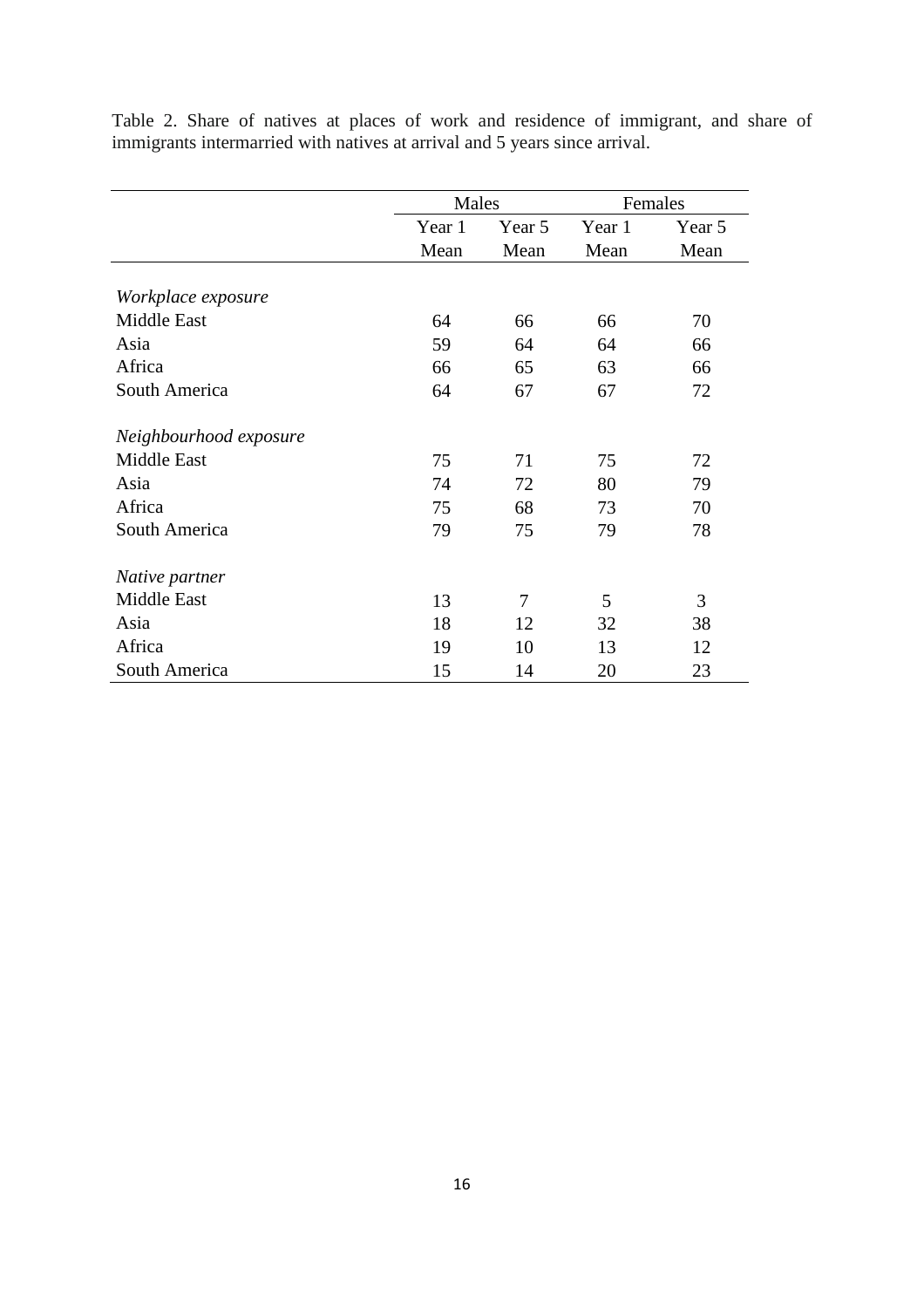Table 2. Share of natives at places of work and residence of immigrant, and share of immigrants intermarried with natives at arrival and 5 years since arrival.

| | Males | | Females | |
|---|---|---|---|---|
| | Year 1 | Year 5 | Year 1 | Year 5 |
| | Mean | Mean | Mean | Mean |
| *Workplace exposure* | | | | |
| Middle East | 64 | 66 | 66 | 70 |
| Asia | 59 | 64 | 64 | 66 |
| Africa | 66 | 65 | 63 | 66 |
| South America | 64 | 67 | 67 | 72 |
| *Neighbourhood exposure* | | | | |
| Middle East | 75 | 71 | 75 | 72 |
| Asia | 74 | 72 | 80 | 79 |
| Africa | 75 | 68 | 73 | 70 |
| South America | 79 | 75 | 79 | 78 |
| *Native partner* | | | | |
| Middle East | 13 | 7 | 5 | 3 |
| Asia | 18 | 12 | 32 | 38 |
| Africa | 19 | 10 | 13 | 12 |
| South America | 15 | 14 | 20 | 23 |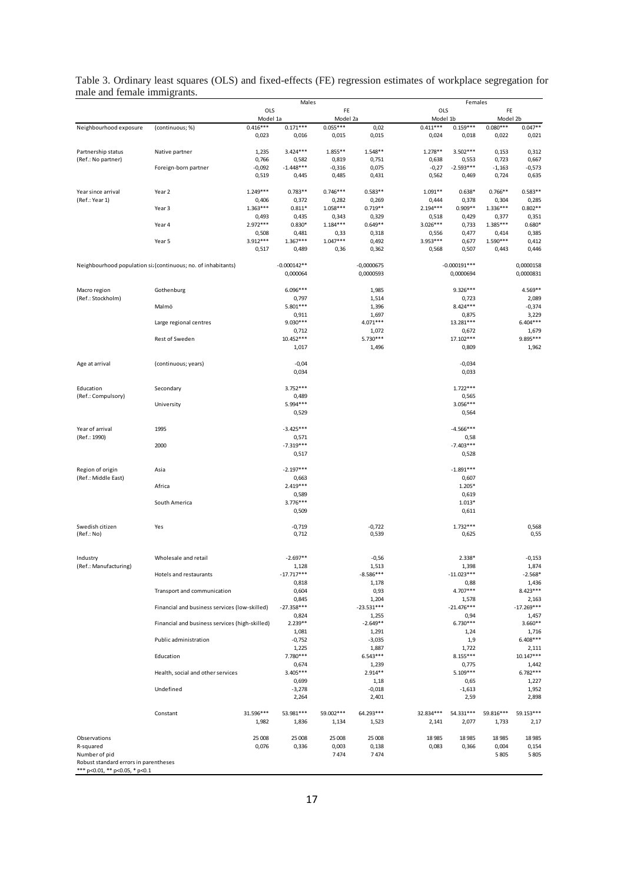Table 3. Ordinary least squares (OLS) and fixed-effects (FE) regression estimates of workplace segregation for male and female immigrants.

| | | Males | | | | Females | | | |
|---|---|---|---|---|---|---|---|---|---|
| | | OLS | | FE | | OLS | | FE | |
| | | Model 1a | | Model 2a | | Model 1b | | Model 2b | |
| Neighbourhood exposure | (continuous; %) | 0.416*** | 0.171*** | 0.055*** | 0,02 | 0.411*** | 0.159*** | 0.080*** | 0.047** |
| | | 0,023 | 0,016 | 0,015 | 0,015 | 0,024 | 0,018 | 0,022 | 0,021 |
| Partnership status | Native partner | 1,235 | 3.424*** | 1.855** | 1.548** | 1.278** | 3.502*** | 0,153 | 0,312 |
| (Ref.: No partner) | | 0,766 | 0,582 | 0,819 | 0,751 | 0,638 | 0,553 | 0,723 | 0,667 |
| | Foreign-born partner | -0,092 | -1.448*** | -0,316 | 0,075 | -0,27 | -2.593*** | -1,163 | -0,573 |
| | | 0,519 | 0,445 | 0,485 | 0,431 | 0,562 | 0,469 | 0,724 | 0,635 |
| Year since arrival | Year 2 | 1.249*** | 0.783** | 0.746*** | 0.583** | 1.091** | 0.638* | 0.766** | 0.583** |
| (Ref.: Year 1) | | 0,406 | 0,372 | 0,282 | 0,269 | 0,444 | 0,378 | 0,304 | 0,285 |
| | Year 3 | 1.363*** | 0.811* | 1.058*** | 0.719** | 2.194*** | 0.909** | 1.336*** | 0.802** |
| | | 0,493 | 0,435 | 0,343 | 0,329 | 0,518 | 0,429 | 0,377 | 0,351 |
| | Year 4 | 2.972*** | 0.830* | 1.184*** | 0.649** | 3.026*** | 0,733 | 1.385*** | 0.680* |
| | | 0,508 | 0,481 | 0,33 | 0,318 | 0,556 | 0,477 | 0,414 | 0,385 |
| | Year 5 | 3.912*** | 1.367*** | 1.047*** | 0,492 | 3.953*** | 0,677 | 1.590*** | 0,412 |
| | | 0,517 | 0,489 | 0,36 | 0,362 | 0,568 | 0,507 | 0,443 | 0,446 |
| Neighbourhood population size | (continuous; no. of inhabitants) | | -0.000142** | | -0,0000675 | | -0.000191*** | | 0,0000158 |
| | | | 0,000064 | | 0,0000593 | | 0,0000694 | | 0,0000831 |
| Macro region | Gothenburg | | 6.096*** | | 1,985 | | 9.326*** | | 4.569** |
| (Ref.: Stockholm) | | | 0,797 | | 1,514 | | 0,723 | | 2,089 |
| | Malmö | | 5.801*** | | 1,396 | | 8.424*** | | -0,374 |
| | | | 0,911 | | 1,697 | | 0,875 | | 3,229 |
| | Large regional centres | | 9.030*** | | 4.071*** | | 13.281*** | | 6.404*** |
| | | | 0,712 | | 1,072 | | 0,672 | | 1,679 |
| | Rest of Sweden | | 10.452*** | | 5.730*** | | 17.102*** | | 9.895*** |
| | | | 1,017 | | 1,496 | | 0,809 | | 1,962 |
| Age at arrival | (continuous; years) | | -0,04 | | | | -0,034 | | |
| | | | 0,034 | | | | 0,033 | | |
| Education | Secondary | | 3.752*** | | | | 1.722*** | | |
| (Ref.: Compulsory) | | | 0,489 | | | | 0,565 | | |
| | University | | 5.994*** | | | | 3.056*** | | |
| | | | 0,529 | | | | 0,564 | | |
| Year of arrival | 1995 | | -3.425*** | | | | -4.566*** | | |
| (Ref.: 1990) | | | 0,571 | | | | 0,58 | | |
| | 2000 | | -7.319*** | | | | -7.403*** | | |
| | | | 0,517 | | | | 0,528 | | |
| Region of origin | Asia | | -2.197*** | | | | -1.891*** | | |
| (Ref.: Middle East) | | | 0,663 | | | | 0,607 | | |
| | Africa | | 2.419*** | | | | 1.205* | | |
| | | | 0,589 | | | | 0,619 | | |
| | South America | | 3.776*** | | | | 1.013* | | |
| | | | 0,509 | | | | 0,611 | | |
| Swedish citizen | Yes | | -0,719 | | -0,722 | | 1.732*** | | 0,568 |
| (Ref.: No) | | | 0,712 | | 0,539 | | 0,625 | | 0,55 |
| Industry | Wholesale and retail | | -2.697** | | -0,56 | | 2.338* | | -0,153 |
| (Ref.: Manufacturing) | | | 1,128 | | 1,513 | | 1,398 | | 1,874 |
| | Hotels and restaurants | | -17.717*** | | -8.586*** | | -11.023*** | | -2.568* |
| | | | 0,818 | | 1,178 | | 0,88 | | 1,436 |
| | Transport and communication | | 0,604 | | 0,93 | | 4.707*** | | 8.423*** |
| | | | 0,845 | | 1,204 | | 1,578 | | 2,163 |
| | Financial and business services (low-skilled) | | -27.358*** | | -23.531*** | | -21.476*** | | -17.269*** |
| | | | 0,824 | | 1,255 | | 0,94 | | 1,457 |
| | Financial and business services (high-skilled) | | 2.239** | | -2.649** | | 6.730*** | | 3.660** |
| | | | 1,081 | | 1,291 | | 1,24 | | 1,716 |
| | Public administration | | -0,752 | | -3,035 | | 1,9 | | 6.408*** |
| | | | 1,225 | | 1,887 | | 1,722 | | 2,111 |
| | Education | | 7.780*** | | 6.543*** | | 8.155*** | | 10.147*** |
| | | | 0,674 | | 1,239 | | 0,775 | | 1,442 |
| | Health, social and other services | | 3.405*** | | 2.914** | | 5.109*** | | 6.782*** |
| | | | 0,699 | | 1,18 | | 0,65 | | 1,227 |
| | Undefined | | -3,278 | | -0,018 | | -1,613 | | 1,952 |
| | | | 2,264 | | 2,401 | | 2,59 | | 2,898 |
| | Constant | 31.596*** | 53.981*** | 59.002*** | 64.293*** | 32.834*** | 54.331*** | 59.816*** | 59.153*** |
| | | 1,982 | 1,836 | 1,134 | 1,523 | 2,141 | 2,077 | 1,733 | 2,17 |
| Observations | | 25 008 | 25 008 | 25 008 | 25 008 | 18 985 | 18 985 | 18 985 | 18 985 |
| R-squared | | 0,076 | 0,336 | 0,003 | 0,138 | 0,083 | 0,366 | 0,004 | 0,154 |
| Number of pid | | | | 7 474 | 7 474 | | | 5 805 | 5 805 |

Robust standard errors in parentheses
*** p<0.01, ** p<0.05, * p<0.1